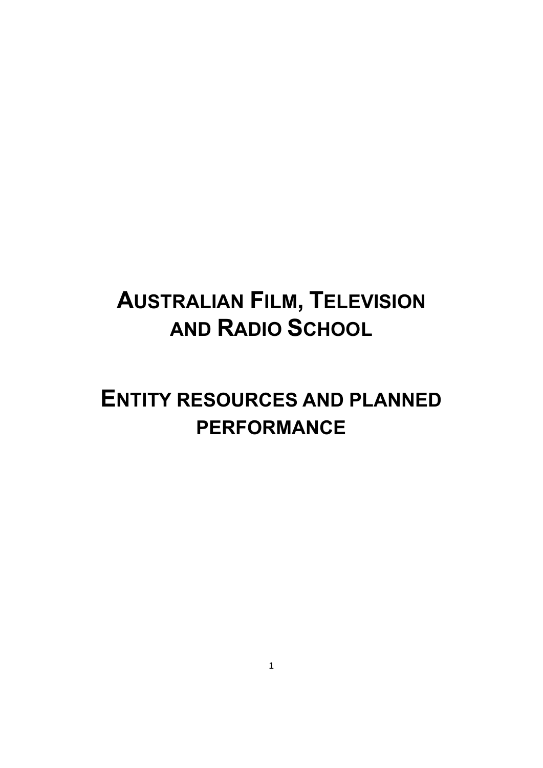# Australian Film, Television and Radio School

# Entity resources and planned performance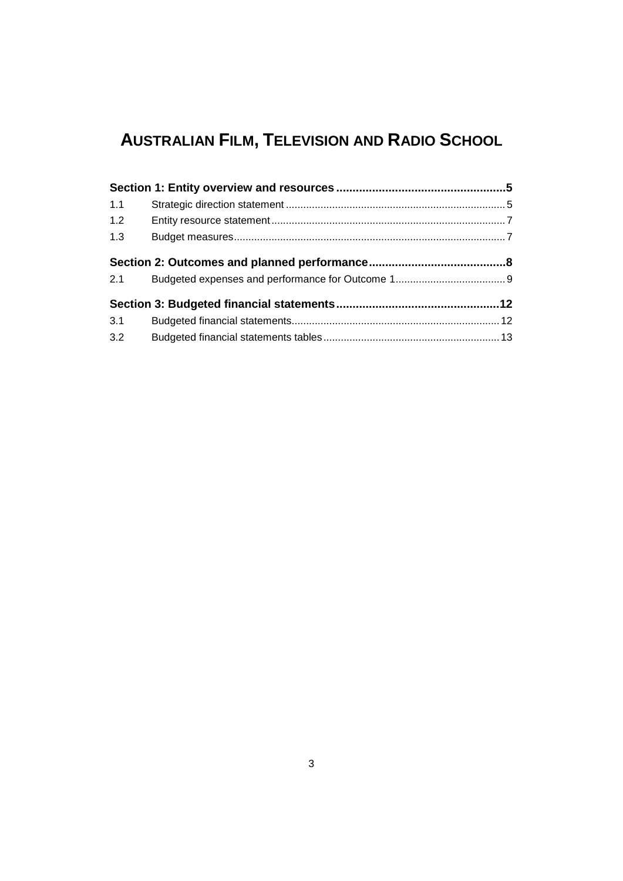# Australian Film, Television and Radio School

**Section 1: Entity overview and resources ....................................................5**

1.1 Strategic direction statement ........................................................................... 5

1.2 Entity resource statement ................................................................................ 7

1.3 Budget measures ............................................................................................. 7

**Section 2: Outcomes and planned performance ..........................................8**

2.1 Budgeted expenses and performance for Outcome 1 ...................................... 9

**Section 3: Budgeted financial statements ..................................................12**

3.1 Budgeted financial statements ....................................................................... 12

3.2 Budgeted financial statements tables ............................................................ 13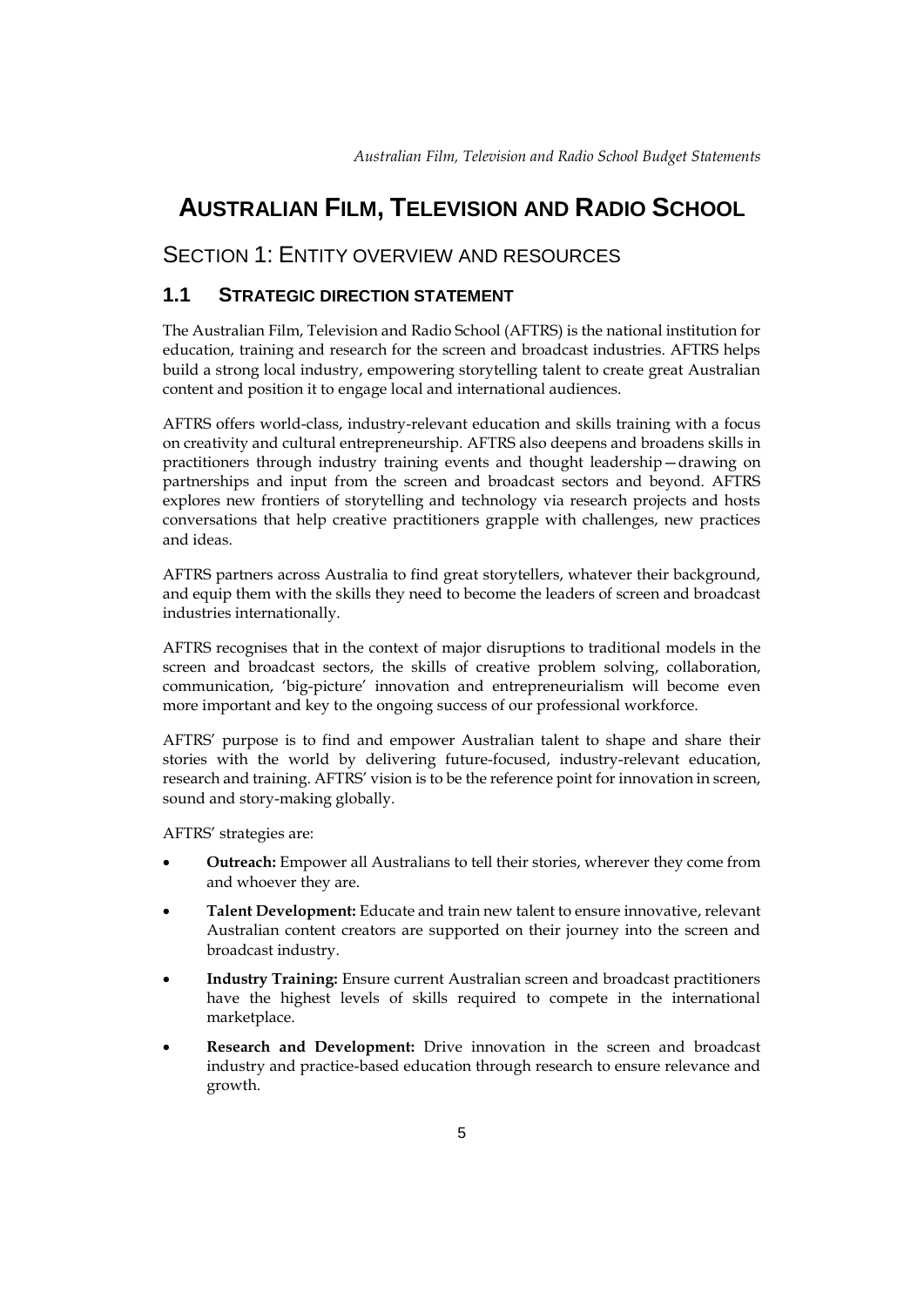# AUSTRALIAN FILM, TELEVISION AND RADIO SCHOOL

## SECTION 1: ENTITY OVERVIEW AND RESOURCES

### 1.1 STRATEGIC DIRECTION STATEMENT

The Australian Film, Television and Radio School (AFTRS) is the national institution for education, training and research for the screen and broadcast industries. AFTRS helps build a strong local industry, empowering storytelling talent to create great Australian content and position it to engage local and international audiences.

AFTRS offers world-class, industry-relevant education and skills training with a focus on creativity and cultural entrepreneurship. AFTRS also deepens and broadens skills in practitioners through industry training events and thought leadership—drawing on partnerships and input from the screen and broadcast sectors and beyond. AFTRS explores new frontiers of storytelling and technology via research projects and hosts conversations that help creative practitioners grapple with challenges, new practices and ideas.

AFTRS partners across Australia to find great storytellers, whatever their background, and equip them with the skills they need to become the leaders of screen and broadcast industries internationally.

AFTRS recognises that in the context of major disruptions to traditional models in the screen and broadcast sectors, the skills of creative problem solving, collaboration, communication, 'big-picture' innovation and entrepreneurialism will become even more important and key to the ongoing success of our professional workforce.

AFTRS' purpose is to find and empower Australian talent to shape and share their stories with the world by delivering future-focused, industry-relevant education, research and training. AFTRS' vision is to be the reference point for innovation in screen, sound and story-making globally.

AFTRS' strategies are:

- **Outreach:** Empower all Australians to tell their stories, wherever they come from and whoever they are.
- **Talent Development:** Educate and train new talent to ensure innovative, relevant Australian content creators are supported on their journey into the screen and broadcast industry.
- **Industry Training:** Ensure current Australian screen and broadcast practitioners have the highest levels of skills required to compete in the international marketplace.
- **Research and Development:** Drive innovation in the screen and broadcast industry and practice-based education through research to ensure relevance and growth.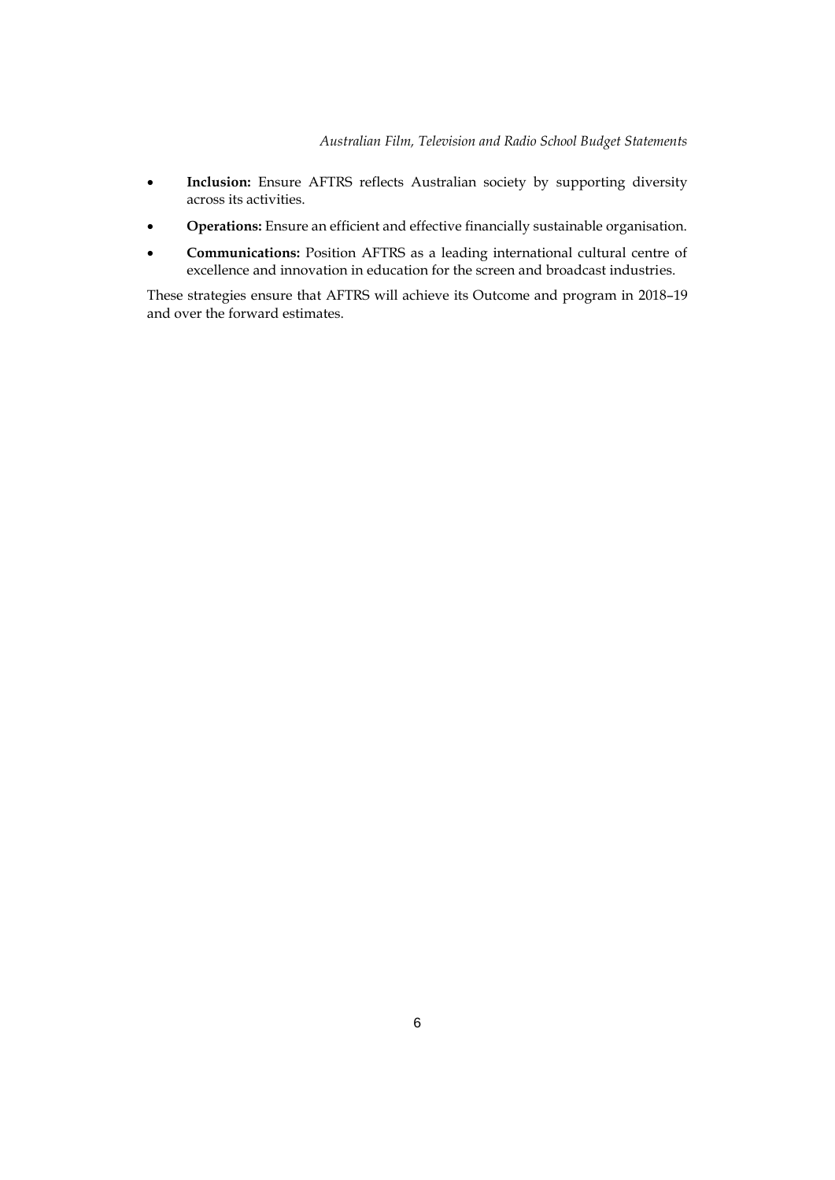- **Inclusion:** Ensure AFTRS reflects Australian society by supporting diversity across its activities.
- **Operations:** Ensure an efficient and effective financially sustainable organisation.
- **Communications:** Position AFTRS as a leading international cultural centre of excellence and innovation in education for the screen and broadcast industries.

These strategies ensure that AFTRS will achieve its Outcome and program in 2018–19 and over the forward estimates.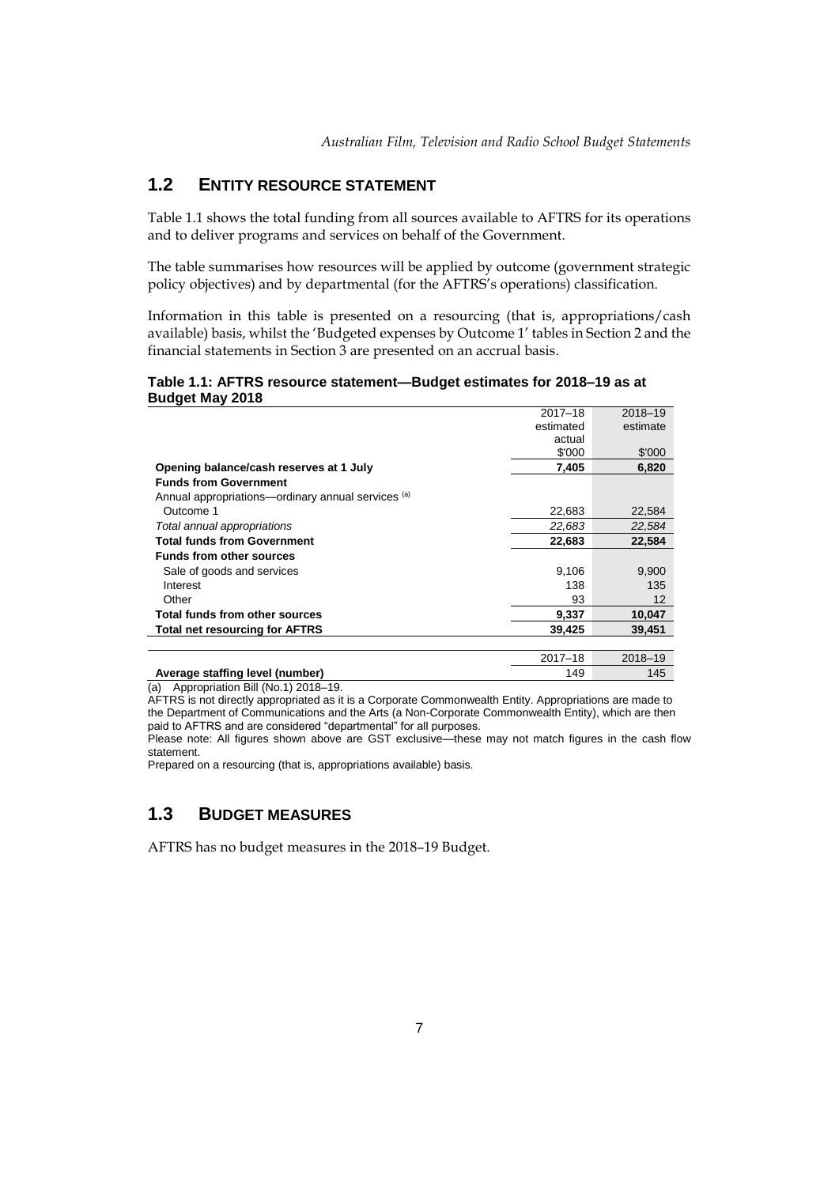## 1.2 ENTITY RESOURCE STATEMENT

Table 1.1 shows the total funding from all sources available to AFTRS for its operations and to deliver programs and services on behalf of the Government.

The table summarises how resources will be applied by outcome (government strategic policy objectives) and by departmental (for the AFTRS's operations) classification.

Information in this table is presented on a resourcing (that is, appropriations/cash available) basis, whilst the 'Budgeted expenses by Outcome 1' tables in Section 2 and the financial statements in Section 3 are presented on an accrual basis.

**Table 1.1: AFTRS resource statement—Budget estimates for 2018–19 as at Budget May 2018**

| | 2017–18 estimated actual $'000 | 2018–19 estimate $'000 |
|---|---|---|
| **Opening balance/cash reserves at 1 July** | **7,405** | **6,820** |
| **Funds from Government** | | |
| Annual appropriations—ordinary annual services [(a)] | | |
| Outcome 1 | 22,683 | 22,584 |
| *Total annual appropriations* | *22,683* | *22,584* |
| **Total funds from Government** | **22,683** | **22,584** |
| **Funds from other sources** | | |
| Sale of goods and services | 9,106 | 9,900 |
| Interest | 138 | 135 |
| Other | 93 | 12 |
| **Total funds from other sources** | **9,337** | **10,047** |
| **Total net resourcing for AFTRS** | **39,425** | **39,451** |

| | 2017–18 | 2018–19 |
|---|---|---|
| **Average staffing level (number)** | 149 | 145 |

(a) Appropriation Bill (No.1) 2018–19.

AFTRS is not directly appropriated as it is a Corporate Commonwealth Entity. Appropriations are made to the Department of Communications and the Arts (a Non-Corporate Commonwealth Entity), which are then paid to AFTRS and are considered "departmental" for all purposes.

Please note: All figures shown above are GST exclusive—these may not match figures in the cash flow statement.

Prepared on a resourcing (that is, appropriations available) basis.

## 1.3 BUDGET MEASURES

AFTRS has no budget measures in the 2018–19 Budget.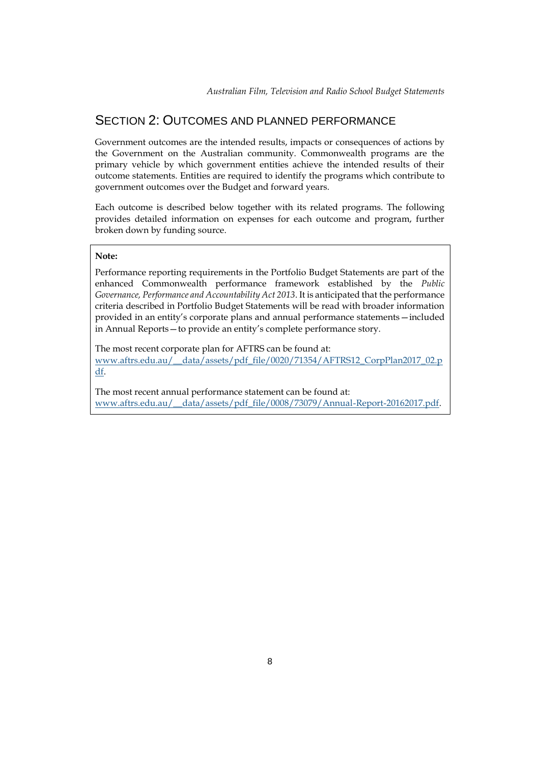## SECTION 2: OUTCOMES AND PLANNED PERFORMANCE

Government outcomes are the intended results, impacts or consequences of actions by the Government on the Australian community. Commonwealth programs are the primary vehicle by which government entities achieve the intended results of their outcome statements. Entities are required to identify the programs which contribute to government outcomes over the Budget and forward years.

Each outcome is described below together with its related programs. The following provides detailed information on expenses for each outcome and program, further broken down by funding source.

**Note:**

Performance reporting requirements in the Portfolio Budget Statements are part of the enhanced Commonwealth performance framework established by the *Public Governance, Performance and Accountability Act 2013*. It is anticipated that the performance criteria described in Portfolio Budget Statements will be read with broader information provided in an entity's corporate plans and annual performance statements—included in Annual Reports—to provide an entity's complete performance story.

The most recent corporate plan for AFTRS can be found at: www.aftrs.edu.au/__data/assets/pdf_file/0020/71354/AFTRS12_CorpPlan2017_02.pdf.

The most recent annual performance statement can be found at: www.aftrs.edu.au/__data/assets/pdf_file/0008/73079/Annual-Report-20162017.pdf.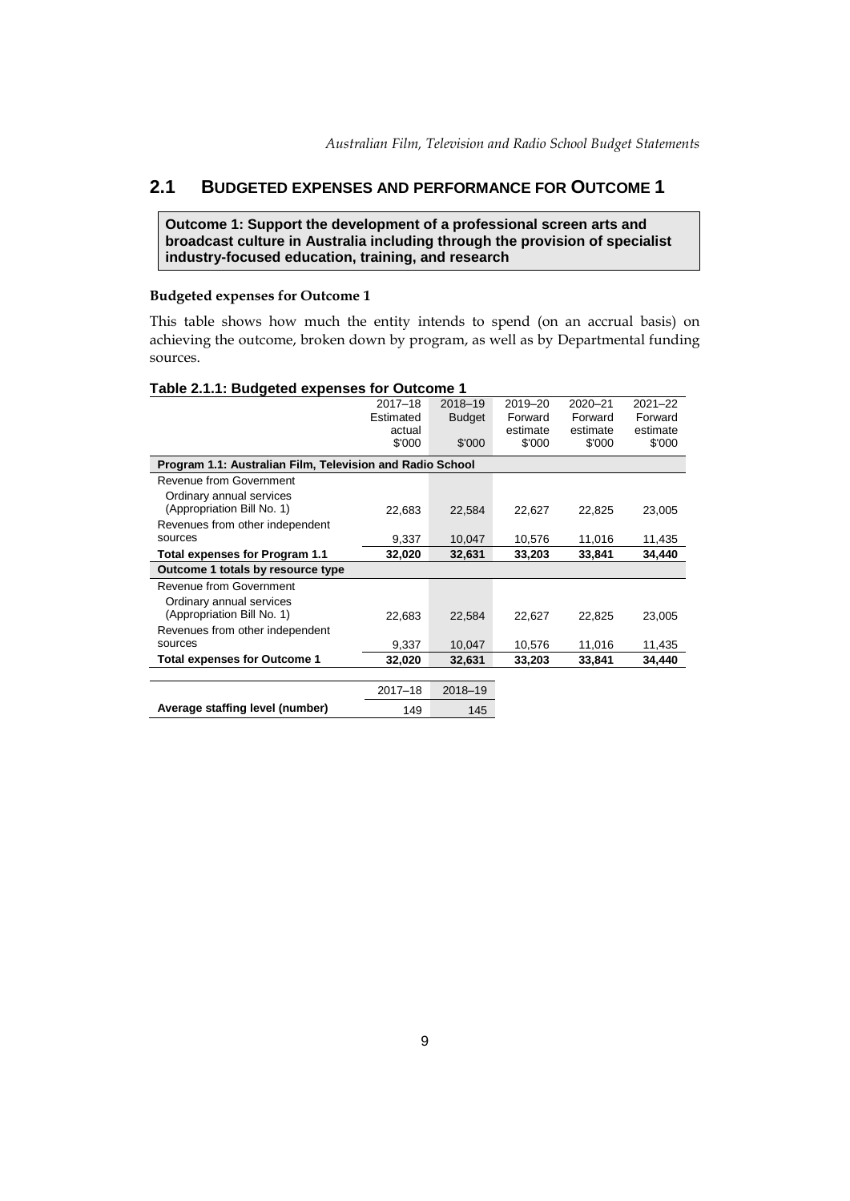## 2.1 BUDGETED EXPENSES AND PERFORMANCE FOR OUTCOME 1

**Outcome 1: Support the development of a professional screen arts and broadcast culture in Australia including through the provision of specialist industry-focused education, training, and research**

### Budgeted expenses for Outcome 1

This table shows how much the entity intends to spend (on an accrual basis) on achieving the outcome, broken down by program, as well as by Departmental funding sources.

**Table 2.1.1: Budgeted expenses for Outcome 1**

| | 2017–18 Estimated actual $'000 | 2018–19 Budget $'000 | 2019–20 Forward estimate $'000 | 2020–21 Forward estimate $'000 | 2021–22 Forward estimate $'000 |
|---|---|---|---|---|---|
| **Program 1.1: Australian Film, Television and Radio School** | | | | | |
| Revenue from Government | | | | | |
| Ordinary annual services (Appropriation Bill No. 1) | 22,683 | 22,584 | 22,627 | 22,825 | 23,005 |
| Revenues from other independent sources | 9,337 | 10,047 | 10,576 | 11,016 | 11,435 |
| **Total expenses for Program 1.1** | **32,020** | **32,631** | **33,203** | **33,841** | **34,440** |
| **Outcome 1 totals by resource type** | | | | | |
| Revenue from Government | | | | | |
| Ordinary annual services (Appropriation Bill No. 1) | 22,683 | 22,584 | 22,627 | 22,825 | 23,005 |
| Revenues from other independent sources | 9,337 | 10,047 | 10,576 | 11,016 | 11,435 |
| **Total expenses for Outcome 1** | **32,020** | **32,631** | **33,203** | **33,841** | **34,440** |

| | 2017–18 | 2018–19 |
|---|---|---|
| **Average staffing level (number)** | 149 | 145 |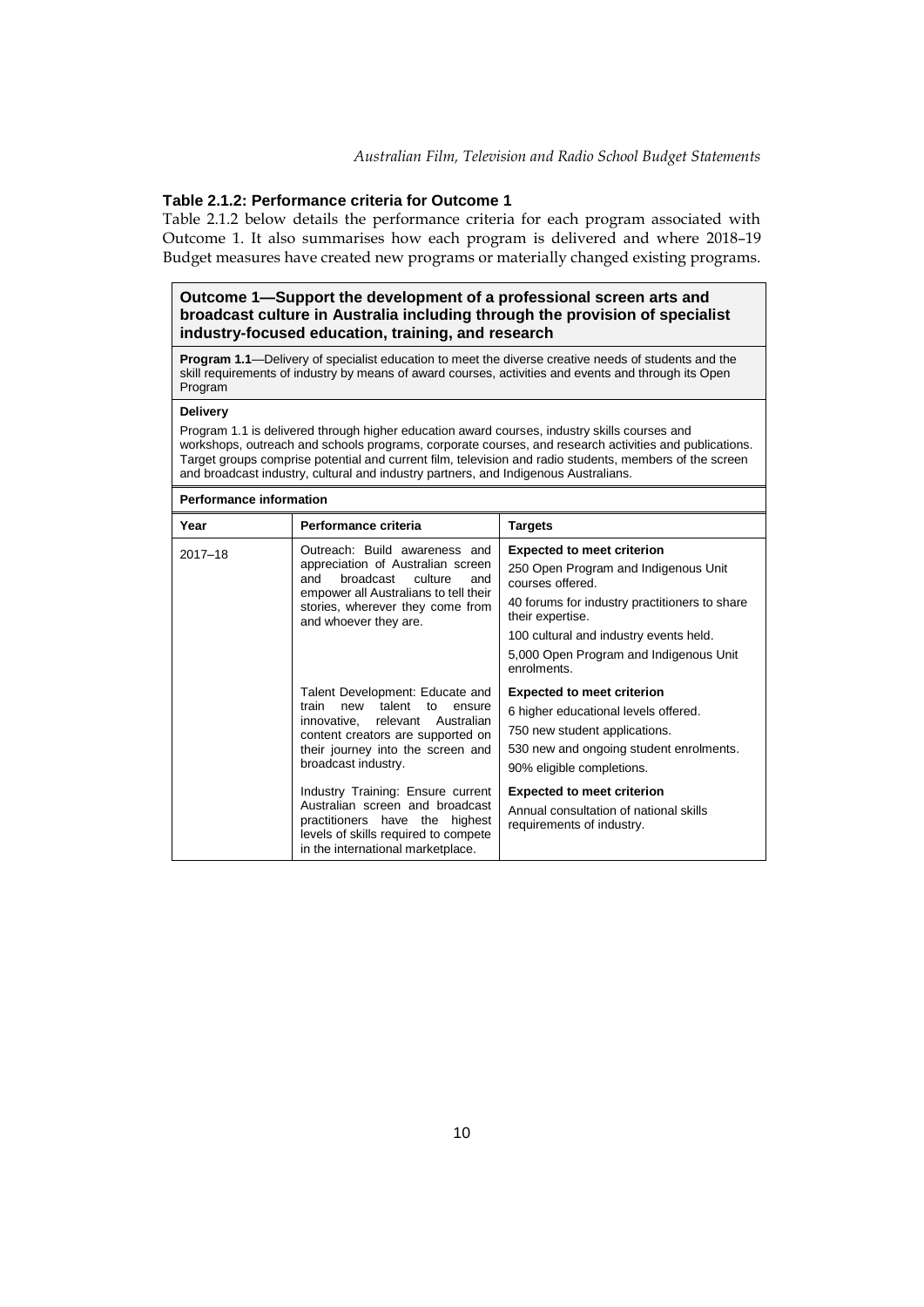### Table 2.1.2: Performance criteria for Outcome 1

Table 2.1.2 below details the performance criteria for each program associated with Outcome 1. It also summarises how each program is delivered and where 2018–19 Budget measures have created new programs or materially changed existing programs.

**Outcome 1—Support the development of a professional screen arts and broadcast culture in Australia including through the provision of specialist industry-focused education, training, and research**

**Program 1.1**—Delivery of specialist education to meet the diverse creative needs of students and the skill requirements of industry by means of award courses, activities and events and through its Open Program

**Delivery**

Program 1.1 is delivered through higher education award courses, industry skills courses and workshops, outreach and schools programs, corporate courses, and research activities and publications. Target groups comprise potential and current film, television and radio students, members of the screen and broadcast industry, cultural and industry partners, and Indigenous Australians.

**Performance information**

| Year | Performance criteria | Targets |
|---|---|---|
| 2017–18 | Outreach: Build awareness and appreciation of Australian screen and broadcast culture and empower all Australians to tell their stories, wherever they come from and whoever they are. | **Expected to meet criterion**<br>250 Open Program and Indigenous Unit courses offered.<br>40 forums for industry practitioners to share their expertise.<br>100 cultural and industry events held.<br>5,000 Open Program and Indigenous Unit enrolments. |
| | Talent Development: Educate and train new talent to ensure innovative, relevant Australian content creators are supported on their journey into the screen and broadcast industry. | **Expected to meet criterion**<br>6 higher educational levels offered.<br>750 new student applications.<br>530 new and ongoing student enrolments.<br>90% eligible completions. |
| | Industry Training: Ensure current Australian screen and broadcast practitioners have the highest levels of skills required to compete in the international marketplace. | **Expected to meet criterion**<br>Annual consultation of national skills requirements of industry. |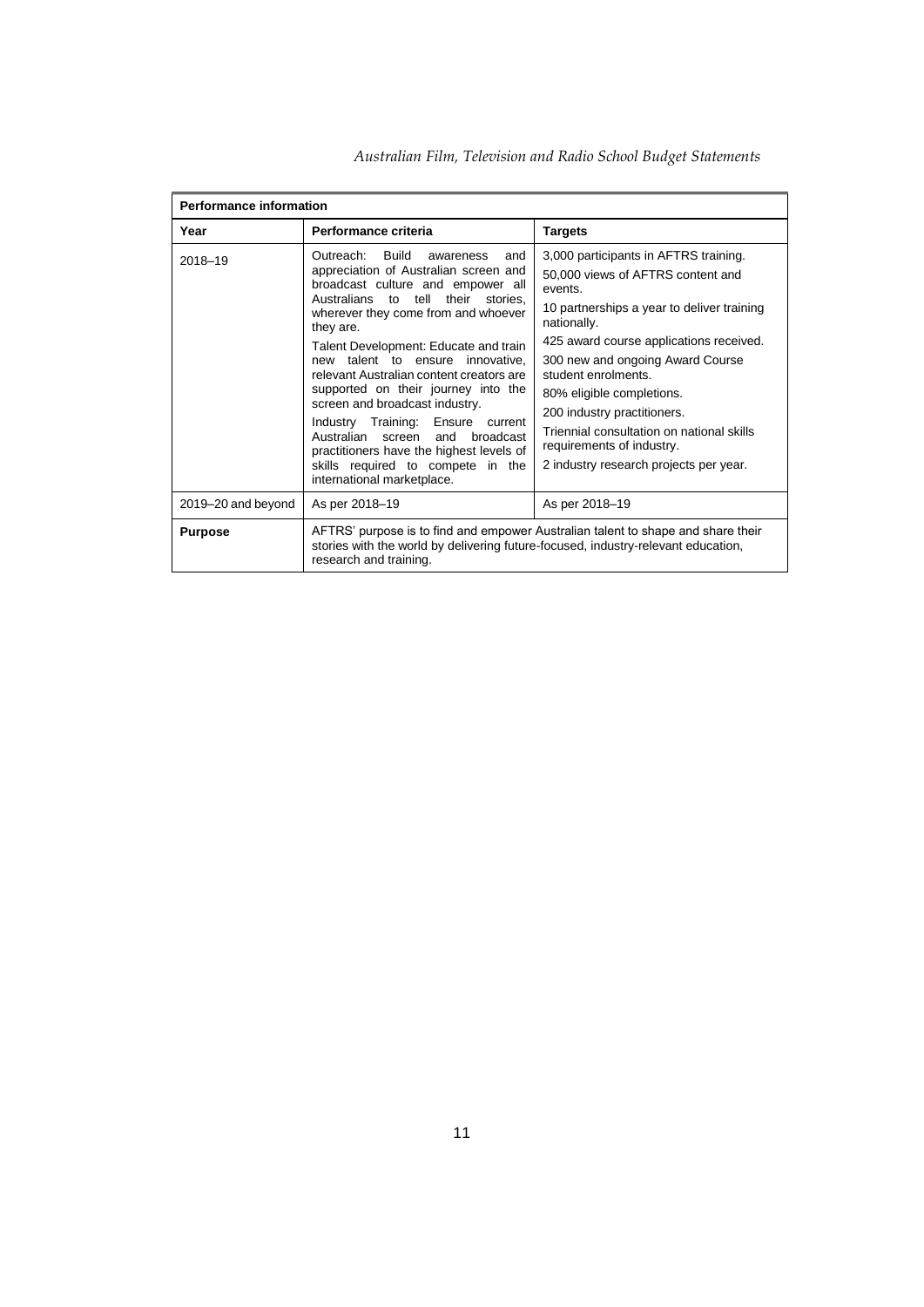| Performance information | | |
|---|---|---|
| **Year** | **Performance criteria** | **Targets** |
| 2018–19 | Outreach: Build awareness and appreciation of Australian screen and broadcast culture and empower all Australians to tell their stories, wherever they come from and whoever they are.<br><br>Talent Development: Educate and train new talent to ensure innovative, relevant Australian content creators are supported on their journey into the screen and broadcast industry.<br><br>Industry Training: Ensure current Australian screen and broadcast practitioners have the highest levels of skills required to compete in the international marketplace. | 3,000 participants in AFTRS training.<br><br>50,000 views of AFTRS content and events.<br><br>10 partnerships a year to deliver training nationally.<br><br>425 award course applications received.<br><br>300 new and ongoing Award Course student enrolments.<br><br>80% eligible completions.<br><br>200 industry practitioners.<br><br>Triennial consultation on national skills requirements of industry.<br><br>2 industry research projects per year. |
| 2019–20 and beyond | As per 2018–19 | As per 2018–19 |
| **Purpose** | AFTRS' purpose is to find and empower Australian talent to shape and share their stories with the world by delivering future-focused, industry-relevant education, research and training. | |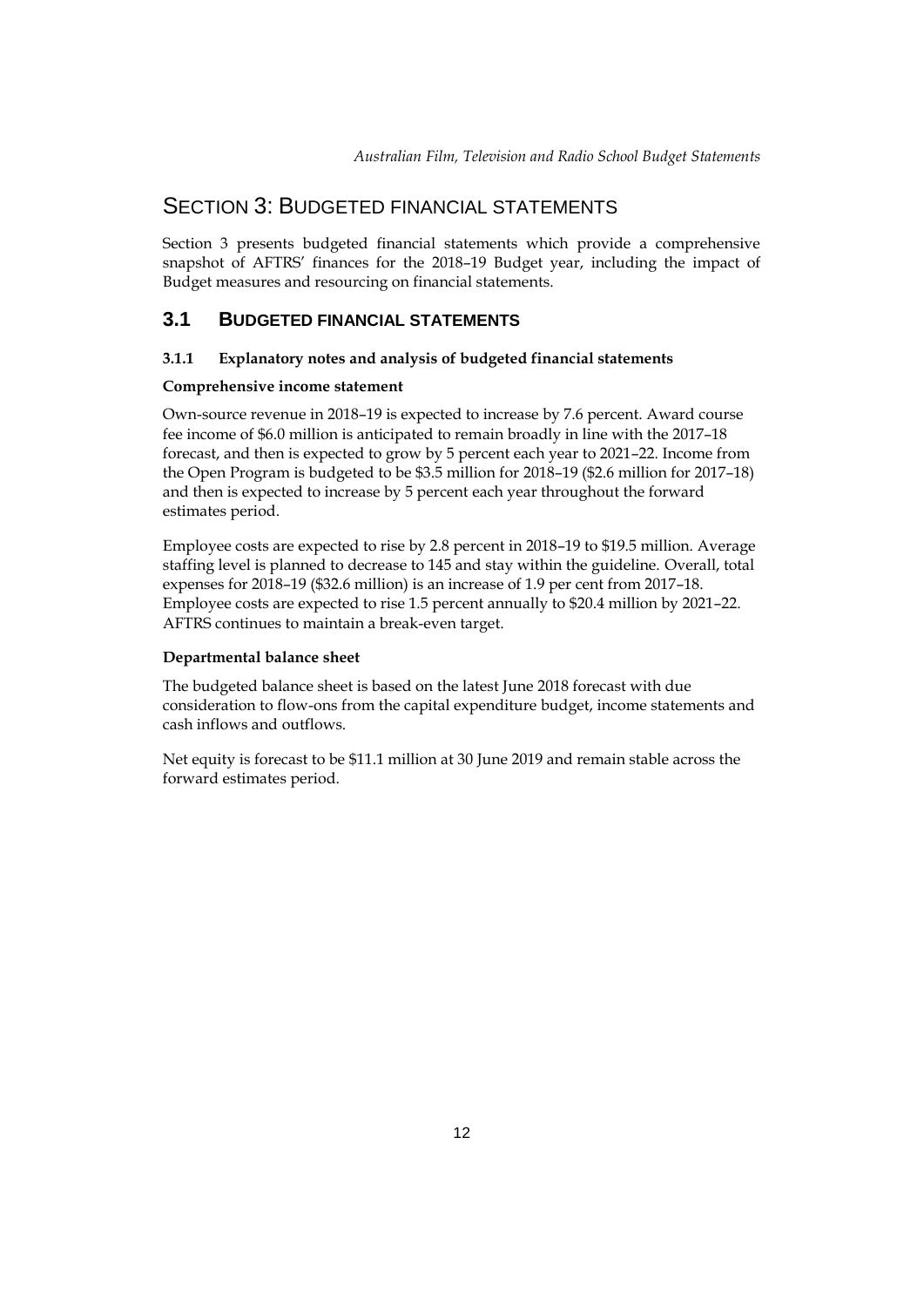# SECTION 3: BUDGETED FINANCIAL STATEMENTS

Section 3 presents budgeted financial statements which provide a comprehensive snapshot of AFTRS' finances for the 2018–19 Budget year, including the impact of Budget measures and resourcing on financial statements.

## 3.1 BUDGETED FINANCIAL STATEMENTS

### 3.1.1 Explanatory notes and analysis of budgeted financial statements

**Comprehensive income statement**

Own-source revenue in 2018–19 is expected to increase by 7.6 percent. Award course fee income of $6.0 million is anticipated to remain broadly in line with the 2017–18 forecast, and then is expected to grow by 5 percent each year to 2021–22. Income from the Open Program is budgeted to be $3.5 million for 2018–19 ($2.6 million for 2017–18) and then is expected to increase by 5 percent each year throughout the forward estimates period.

Employee costs are expected to rise by 2.8 percent in 2018–19 to $19.5 million. Average staffing level is planned to decrease to 145 and stay within the guideline. Overall, total expenses for 2018–19 ($32.6 million) is an increase of 1.9 per cent from 2017–18. Employee costs are expected to rise 1.5 percent annually to $20.4 million by 2021–22. AFTRS continues to maintain a break-even target.

**Departmental balance sheet**

The budgeted balance sheet is based on the latest June 2018 forecast with due consideration to flow-ons from the capital expenditure budget, income statements and cash inflows and outflows.

Net equity is forecast to be $11.1 million at 30 June 2019 and remain stable across the forward estimates period.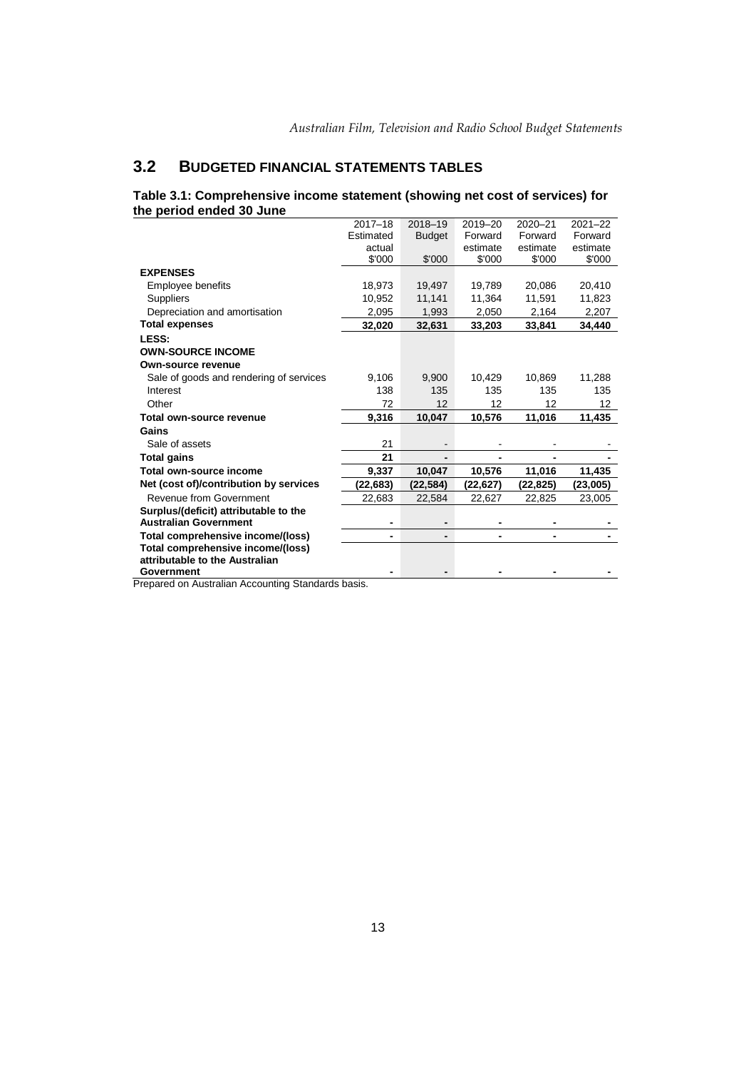## 3.2 BUDGETED FINANCIAL STATEMENTS TABLES

**Table 3.1: Comprehensive income statement (showing net cost of services) for the period ended 30 June**

| | 2017–18 Estimated actual $'000 | 2018–19 Budget $'000 | 2019–20 Forward estimate $'000 | 2020–21 Forward estimate $'000 | 2021–22 Forward estimate $'000 |
|---|---|---|---|---|---|
| **EXPENSES** | | | | | |
| Employee benefits | 18,973 | 19,497 | 19,789 | 20,086 | 20,410 |
| Suppliers | 10,952 | 11,141 | 11,364 | 11,591 | 11,823 |
| Depreciation and amortisation | 2,095 | 1,993 | 2,050 | 2,164 | 2,207 |
| **Total expenses** | **32,020** | **32,631** | **33,203** | **33,841** | **34,440** |
| **LESS:** | | | | | |
| **OWN-SOURCE INCOME** | | | | | |
| **Own-source revenue** | | | | | |
| Sale of goods and rendering of services | 9,106 | 9,900 | 10,429 | 10,869 | 11,288 |
| Interest | 138 | 135 | 135 | 135 | 135 |
| Other | 72 | 12 | 12 | 12 | 12 |
| **Total own-source revenue** | **9,316** | **10,047** | **10,576** | **11,016** | **11,435** |
| **Gains** | | | | | |
| Sale of assets | 21 | - | - | - | - |
| **Total gains** | **21** | **-** | **-** | **-** | **-** |
| **Total own-source income** | **9,337** | **10,047** | **10,576** | **11,016** | **11,435** |
| **Net (cost of)/contribution by services** | **(22,683)** | **(22,584)** | **(22,627)** | **(22,825)** | **(23,005)** |
| Revenue from Government | 22,683 | 22,584 | 22,627 | 22,825 | 23,005 |
| **Surplus/(deficit) attributable to the Australian Government** | **-** | **-** | **-** | **-** | **-** |
| **Total comprehensive income/(loss)** | **-** | **-** | **-** | **-** | **-** |
| **Total comprehensive income/(loss) attributable to the Australian Government** | **-** | **-** | **-** | **-** | **-** |

Prepared on Australian Accounting Standards basis.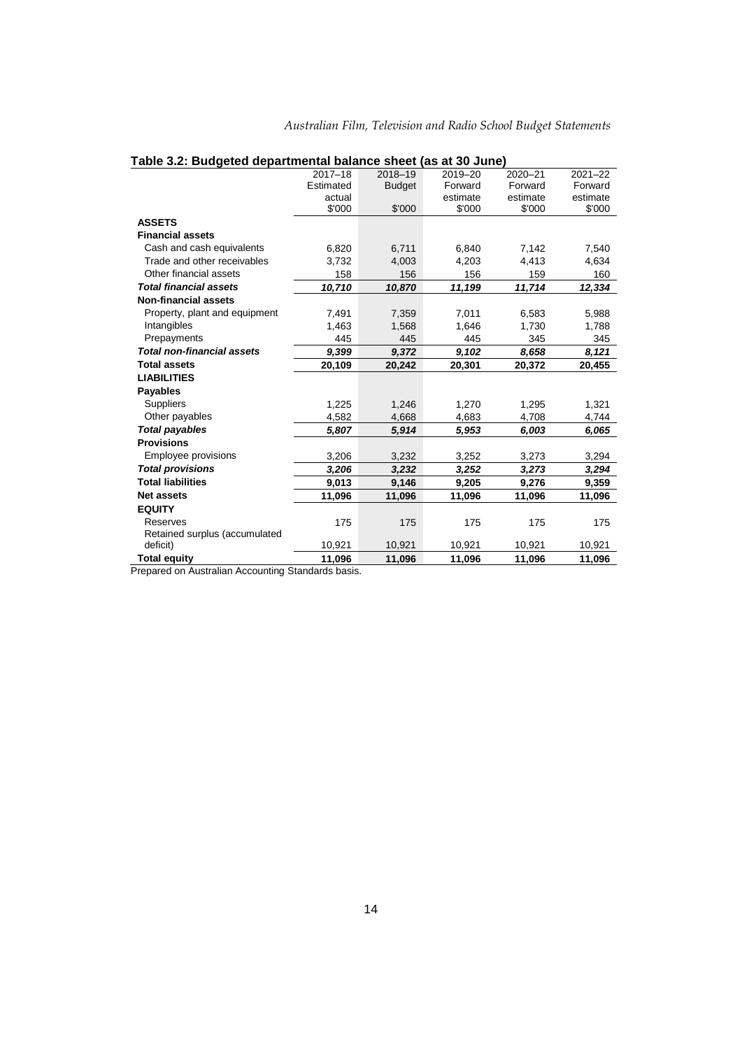**Table 3.2: Budgeted departmental balance sheet (as at 30 June)**

| | 2017–18 Estimated actual $'000 | 2018–19 Budget $'000 | 2019–20 Forward estimate $'000 | 2020–21 Forward estimate $'000 | 2021–22 Forward estimate $'000 |
|---|---|---|---|---|---|
| **ASSETS** | | | | | |
| **Financial assets** | | | | | |
| Cash and cash equivalents | 6,820 | 6,711 | 6,840 | 7,142 | 7,540 |
| Trade and other receivables | 3,732 | 4,003 | 4,203 | 4,413 | 4,634 |
| Other financial assets | 158 | 156 | 156 | 159 | 160 |
| ***Total financial assets*** | ***10,710*** | ***10,870*** | ***11,199*** | ***11,714*** | ***12,334*** |
| **Non-financial assets** | | | | | |
| Property, plant and equipment | 7,491 | 7,359 | 7,011 | 6,583 | 5,988 |
| Intangibles | 1,463 | 1,568 | 1,646 | 1,730 | 1,788 |
| Prepayments | 445 | 445 | 445 | 345 | 345 |
| ***Total non-financial assets*** | ***9,399*** | ***9,372*** | ***9,102*** | ***8,658*** | ***8,121*** |
| **Total assets** | **20,109** | **20,242** | **20,301** | **20,372** | **20,455** |
| **LIABILITIES** | | | | | |
| **Payables** | | | | | |
| Suppliers | 1,225 | 1,246 | 1,270 | 1,295 | 1,321 |
| Other payables | 4,582 | 4,668 | 4,683 | 4,708 | 4,744 |
| ***Total payables*** | ***5,807*** | ***5,914*** | ***5,953*** | ***6,003*** | ***6,065*** |
| **Provisions** | | | | | |
| Employee provisions | 3,206 | 3,232 | 3,252 | 3,273 | 3,294 |
| ***Total provisions*** | ***3,206*** | ***3,232*** | ***3,252*** | ***3,273*** | ***3,294*** |
| **Total liabilities** | **9,013** | **9,146** | **9,205** | **9,276** | **9,359** |
| **Net assets** | **11,096** | **11,096** | **11,096** | **11,096** | **11,096** |
| **EQUITY** | | | | | |
| Reserves | 175 | 175 | 175 | 175 | 175 |
| Retained surplus (accumulated deficit) | 10,921 | 10,921 | 10,921 | 10,921 | 10,921 |
| **Total equity** | **11,096** | **11,096** | **11,096** | **11,096** | **11,096** |

Prepared on Australian Accounting Standards basis.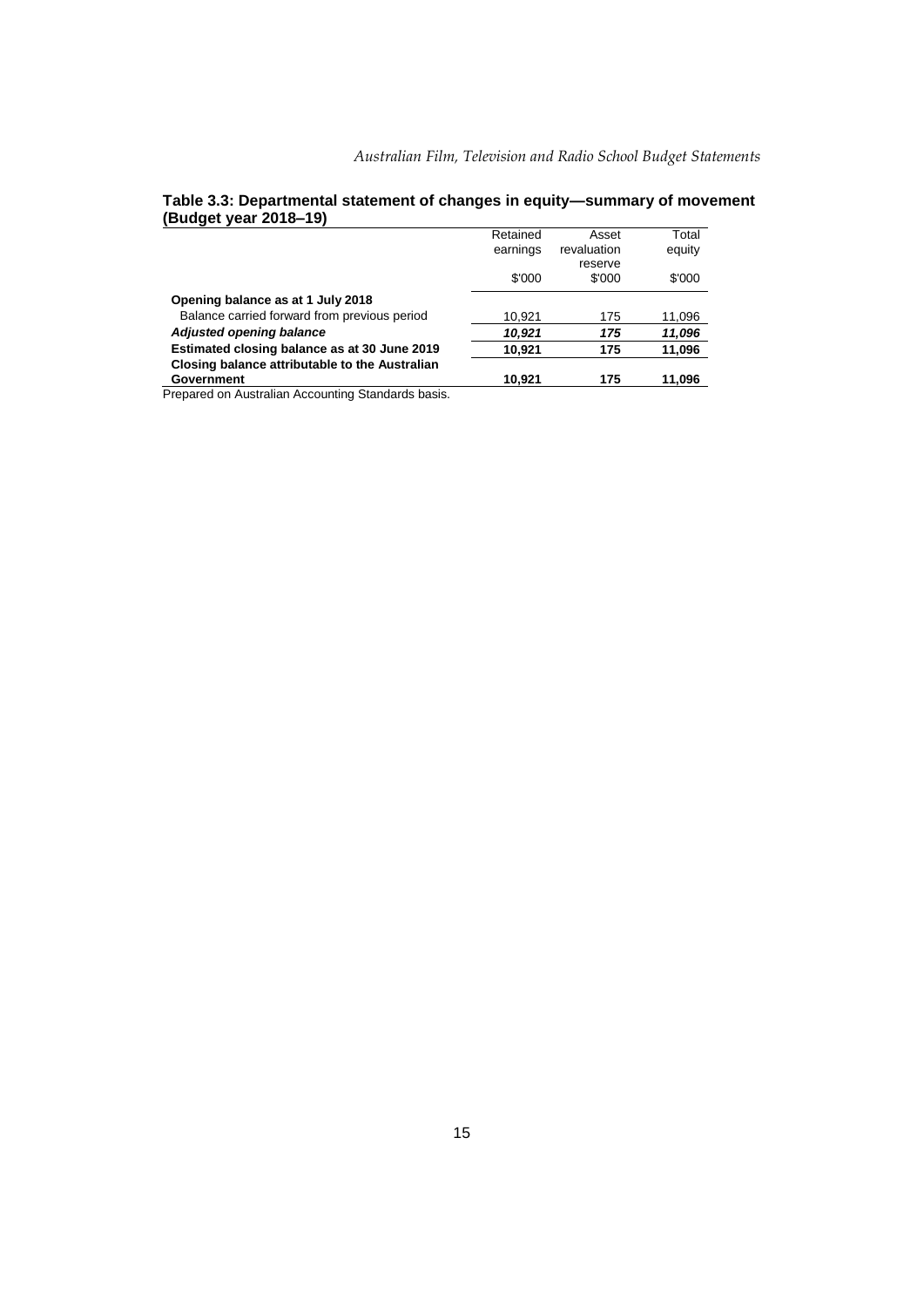**Table 3.3: Departmental statement of changes in equity—summary of movement (Budget year 2018–19)**

| | Retained earnings | Asset revaluation reserve | Total equity |
|---|---|---|---|
| | $'000 | $'000 | $'000 |
| **Opening balance as at 1 July 2018** | | | |
| Balance carried forward from previous period | 10,921 | 175 | 11,096 |
| ***Adjusted opening balance*** | ***10,921*** | ***175*** | ***11,096*** |
| **Estimated closing balance as at 30 June 2019** | **10,921** | **175** | **11,096** |
| **Closing balance attributable to the Australian Government** | **10,921** | **175** | **11,096** |

Prepared on Australian Accounting Standards basis.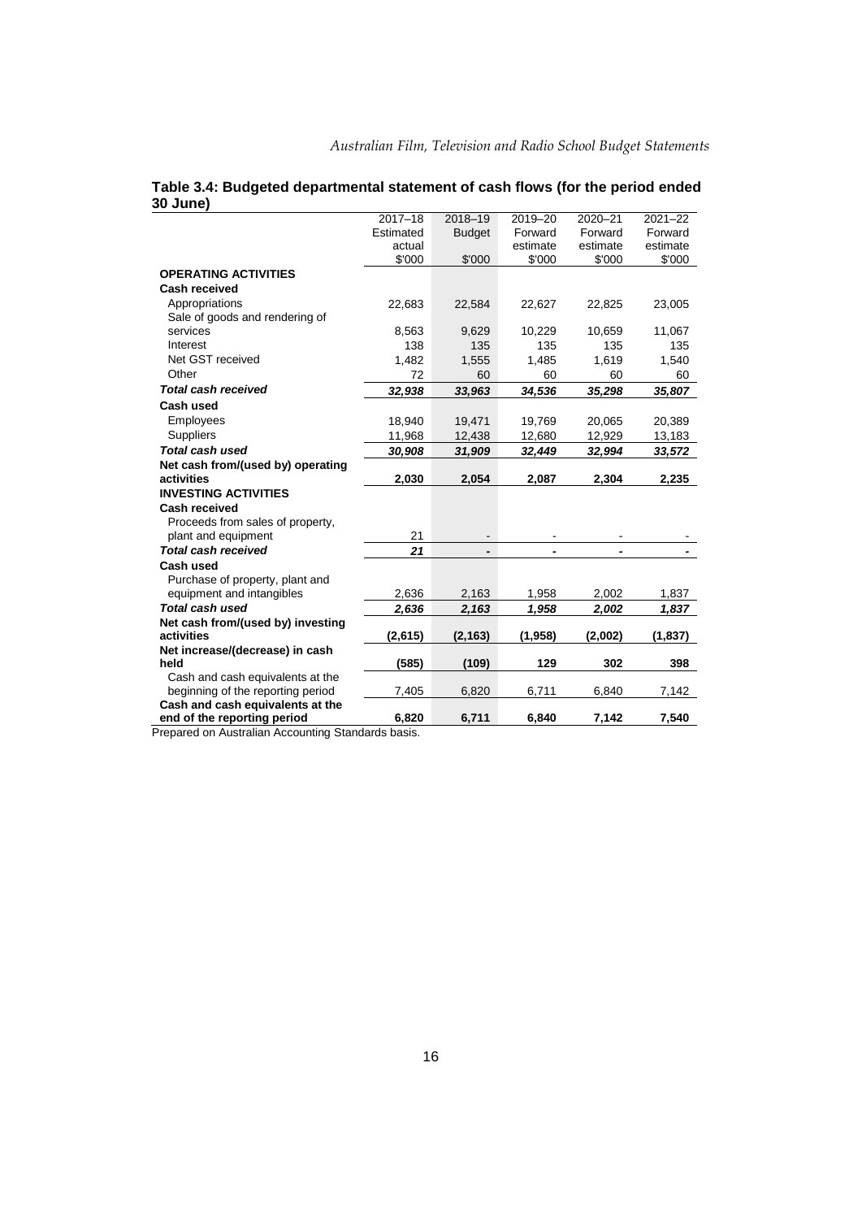**Table 3.4: Budgeted departmental statement of cash flows (for the period ended 30 June)**

| | 2017–18 Estimated actual $'000 | 2018–19 Budget $'000 | 2019–20 Forward estimate $'000 | 2020–21 Forward estimate $'000 | 2021–22 Forward estimate $'000 |
|---|---|---|---|---|---|
| **OPERATING ACTIVITIES** | | | | | |
| **Cash received** | | | | | |
| Appropriations | 22,683 | 22,584 | 22,627 | 22,825 | 23,005 |
| Sale of goods and rendering of services | 8,563 | 9,629 | 10,229 | 10,659 | 11,067 |
| Interest | 138 | 135 | 135 | 135 | 135 |
| Net GST received | 1,482 | 1,555 | 1,485 | 1,619 | 1,540 |
| Other | 72 | 60 | 60 | 60 | 60 |
| ***Total cash received*** | ***32,938*** | ***33,963*** | ***34,536*** | ***35,298*** | ***35,807*** |
| **Cash used** | | | | | |
| Employees | 18,940 | 19,471 | 19,769 | 20,065 | 20,389 |
| Suppliers | 11,968 | 12,438 | 12,680 | 12,929 | 13,183 |
| ***Total cash used*** | ***30,908*** | ***31,909*** | ***32,449*** | ***32,994*** | ***33,572*** |
| **Net cash from/(used by) operating activities** | **2,030** | **2,054** | **2,087** | **2,304** | **2,235** |
| **INVESTING ACTIVITIES** | | | | | |
| **Cash received** | | | | | |
| Proceeds from sales of property, plant and equipment | 21 | - | - | - | - |
| ***Total cash received*** | ***21*** | **-** | **-** | **-** | **-** |
| **Cash used** | | | | | |
| Purchase of property, plant and equipment and intangibles | 2,636 | 2,163 | 1,958 | 2,002 | 1,837 |
| ***Total cash used*** | ***2,636*** | ***2,163*** | ***1,958*** | ***2,002*** | ***1,837*** |
| **Net cash from/(used by) investing activities** | **(2,615)** | **(2,163)** | **(1,958)** | **(2,002)** | **(1,837)** |
| **Net increase/(decrease) in cash held** | **(585)** | **(109)** | **129** | **302** | **398** |
| Cash and cash equivalents at the beginning of the reporting period | 7,405 | 6,820 | 6,711 | 6,840 | 7,142 |
| **Cash and cash equivalents at the end of the reporting period** | **6,820** | **6,711** | **6,840** | **7,142** | **7,540** |

Prepared on Australian Accounting Standards basis.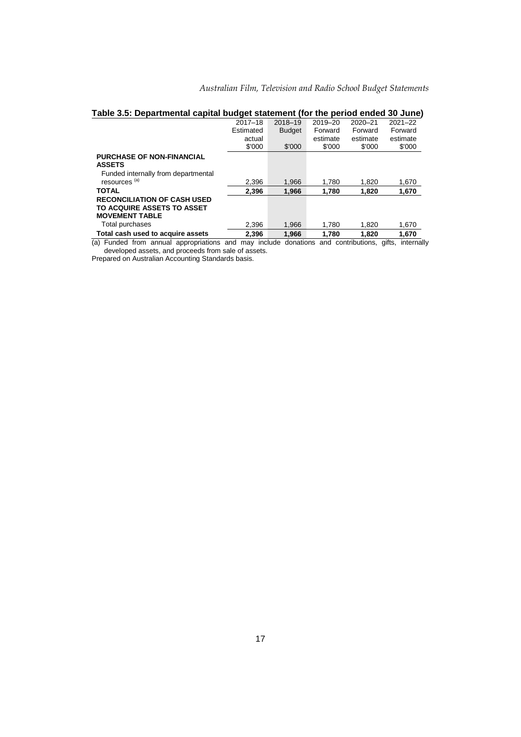**Table 3.5: Departmental capital budget statement (for the period ended 30 June)**

| | 2017–18 Estimated actual $'000 | 2018–19 Budget $'000 | 2019–20 Forward estimate $'000 | 2020–21 Forward estimate $'000 | 2021–22 Forward estimate $'000 |
|---|---|---|---|---|---|
| **PURCHASE OF NON-FINANCIAL ASSETS** | | | | | |
| Funded internally from departmental resources [(a)] | 2,396 | 1,966 | 1,780 | 1,820 | 1,670 |
| **TOTAL** | **2,396** | **1,966** | **1,780** | **1,820** | **1,670** |
| **RECONCILIATION OF CASH USED TO ACQUIRE ASSETS TO ASSET MOVEMENT TABLE** | | | | | |
| Total purchases | 2,396 | 1,966 | 1,780 | 1,820 | 1,670 |
| **Total cash used to acquire assets** | **2,396** | **1,966** | **1,780** | **1,820** | **1,670** |

(a) Funded from annual appropriations and may include donations and contributions, gifts, internally developed assets, and proceeds from sale of assets.

Prepared on Australian Accounting Standards basis.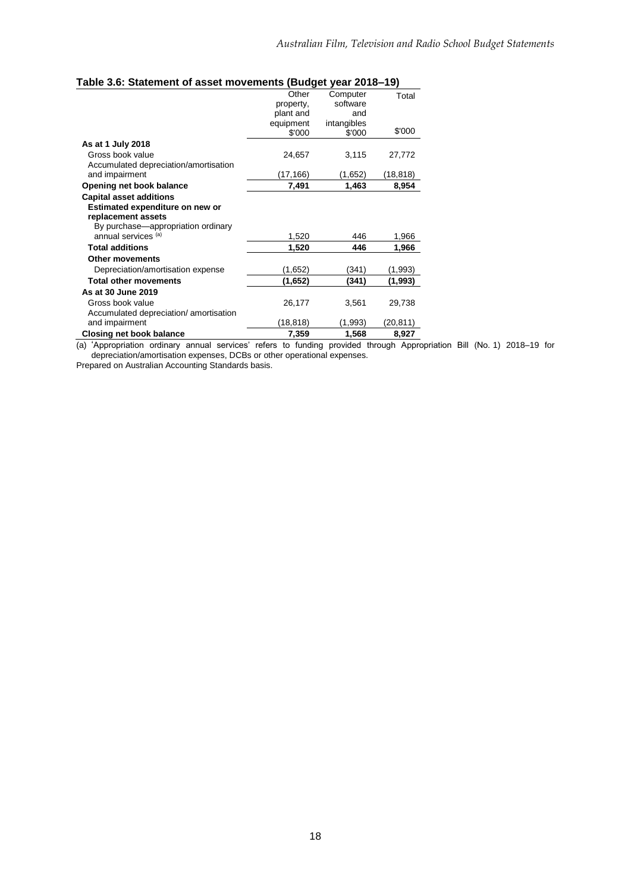**Table 3.6: Statement of asset movements (Budget year 2018–19)**

| | Other property, plant and equipment $'000 | Computer software and intangibles $'000 | Total $'000 |
|---|---|---|---|
| **As at 1 July 2018** | | | |
| Gross book value | 24,657 | 3,115 | 27,772 |
| Accumulated depreciation/amortisation and impairment | (17,166) | (1,652) | (18,818) |
| **Opening net book balance** | **7,491** | **1,463** | **8,954** |
| **Capital asset additions** | | | |
| **Estimated expenditure on new or replacement assets** | | | |
| By purchase—appropriation ordinary annual services (a) | 1,520 | 446 | 1,966 |
| **Total additions** | **1,520** | **446** | **1,966** |
| **Other movements** | | | |
| Depreciation/amortisation expense | (1,652) | (341) | (1,993) |
| **Total other movements** | **(1,652)** | **(341)** | **(1,993)** |
| **As at 30 June 2019** | | | |
| Gross book value | 26,177 | 3,561 | 29,738 |
| Accumulated depreciation/ amortisation and impairment | (18,818) | (1,993) | (20,811) |
| **Closing net book balance** | **7,359** | **1,568** | **8,927** |

(a) 'Appropriation ordinary annual services' refers to funding provided through Appropriation Bill (No. 1) 2018–19 for depreciation/amortisation expenses, DCBs or other operational expenses.

Prepared on Australian Accounting Standards basis.